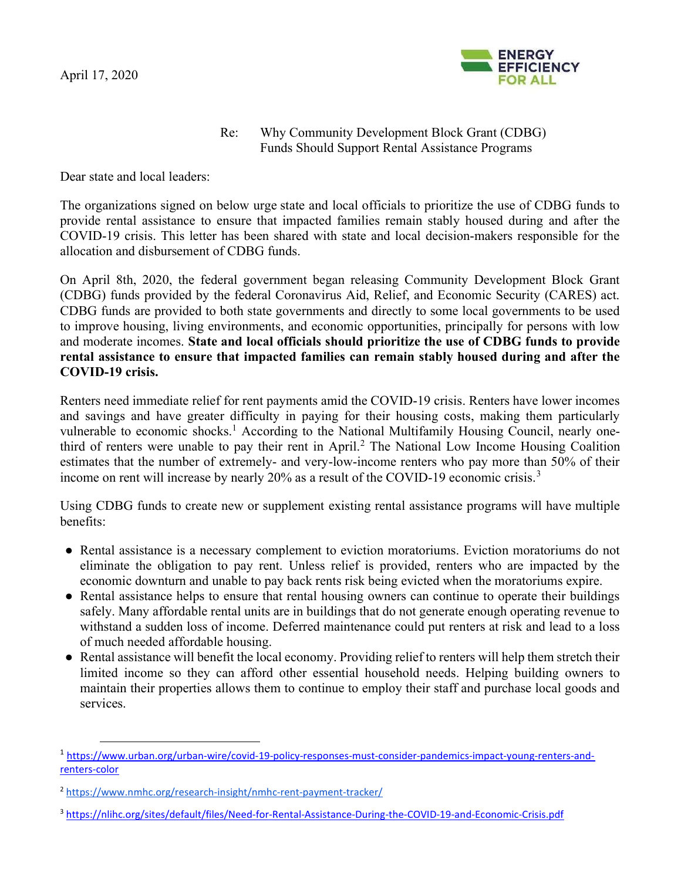April 17, 2020

ENERGY EFFICIENCY FOR ALL

Re: Why Community Development Block Grant (CDBG) Funds Should Support Rental Assistance Programs

Dear state and local leaders:

The organizations signed on below urge state and local officials to prioritize the use of CDBG funds to provide rental assistance to ensure that impacted families remain stably housed during and after the COVID-19 crisis. This letter has been shared with state and local decision-makers responsible for the allocation and disbursement of CDBG funds.

On April 8th, 2020, the federal government began releasing Community Development Block Grant (CDBG) funds provided by the federal Coronavirus Aid, Relief, and Economic Security (CARES) act. CDBG funds are provided to both state governments and directly to some local governments to be used to improve housing, living environments, and economic opportunities, principally for persons with low and moderate incomes. **State and local officials should prioritize the use of CDBG funds to provide rental assistance to ensure that impacted families can remain stably housed during and after the COVID-19 crisis.**

Renters need immediate relief for rent payments amid the COVID-19 crisis. Renters have lower incomes and savings and have greater difficulty in paying for their housing costs, making them particularly vulnerable to economic shocks.[1] According to the National Multifamily Housing Council, nearly one-third of renters were unable to pay their rent in April.[2] The National Low Income Housing Coalition estimates that the number of extremely- and very-low-income renters who pay more than 50% of their income on rent will increase by nearly 20% as a result of the COVID-19 economic crisis.[3]

Using CDBG funds to create new or supplement existing rental assistance programs will have multiple benefits:

- Rental assistance is a necessary complement to eviction moratoriums. Eviction moratoriums do not eliminate the obligation to pay rent. Unless relief is provided, renters who are impacted by the economic downturn and unable to pay back rents risk being evicted when the moratoriums expire.
- Rental assistance helps to ensure that rental housing owners can continue to operate their buildings safely. Many affordable rental units are in buildings that do not generate enough operating revenue to withstand a sudden loss of income. Deferred maintenance could put renters at risk and lead to a loss of much needed affordable housing.
- Rental assistance will benefit the local economy. Providing relief to renters will help them stretch their limited income so they can afford other essential household needs. Helping building owners to maintain their properties allows them to continue to employ their staff and purchase local goods and services.

---

[1] https://www.urban.org/urban-wire/covid-19-policy-responses-must-consider-pandemics-impact-young-renters-and-renters-color

[2] https://www.nmhc.org/research-insight/nmhc-rent-payment-tracker/

[3] https://nlihc.org/sites/default/files/Need-for-Rental-Assistance-During-the-COVID-19-and-Economic-Crisis.pdf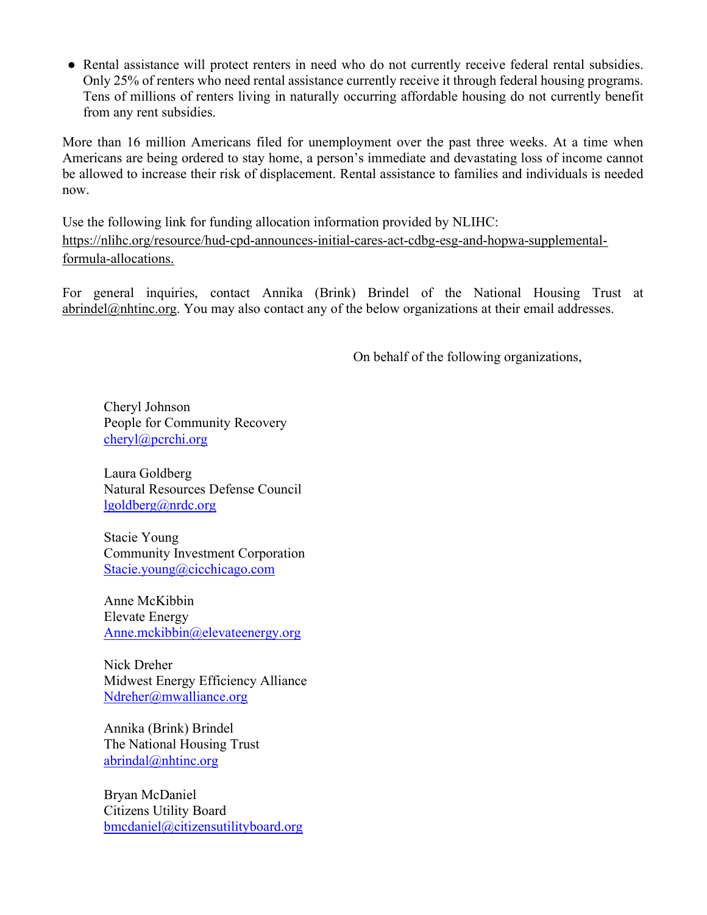- Rental assistance will protect renters in need who do not currently receive federal rental subsidies. Only 25% of renters who need rental assistance currently receive it through federal housing programs. Tens of millions of renters living in naturally occurring affordable housing do not currently benefit from any rent subsidies.

More than 16 million Americans filed for unemployment over the past three weeks. At a time when Americans are being ordered to stay home, a person's immediate and devastating loss of income cannot be allowed to increase their risk of displacement. Rental assistance to families and individuals is needed now.

Use the following link for funding allocation information provided by NLIHC: https://nlihc.org/resource/hud-cpd-announces-initial-cares-act-cdbg-esg-and-hopwa-supplemental-formula-allocations.

For general inquiries, contact Annika (Brink) Brindel of the National Housing Trust at abrindel@nhtinc.org. You may also contact any of the below organizations at their email addresses.

On behalf of the following organizations,

Cheryl Johnson
People for Community Recovery
cheryl@pcrchi.org

Laura Goldberg
Natural Resources Defense Council
lgoldberg@nrdc.org

Stacie Young
Community Investment Corporation
Stacie.young@cicchicago.com

Anne McKibbin
Elevate Energy
Anne.mckibbin@elevateenergy.org

Nick Dreher
Midwest Energy Efficiency Alliance
Ndreher@mwalliance.org

Annika (Brink) Brindel
The National Housing Trust
abrindal@nhtinc.org

Bryan McDaniel
Citizens Utility Board
bmcdaniel@citizensutilityboard.org